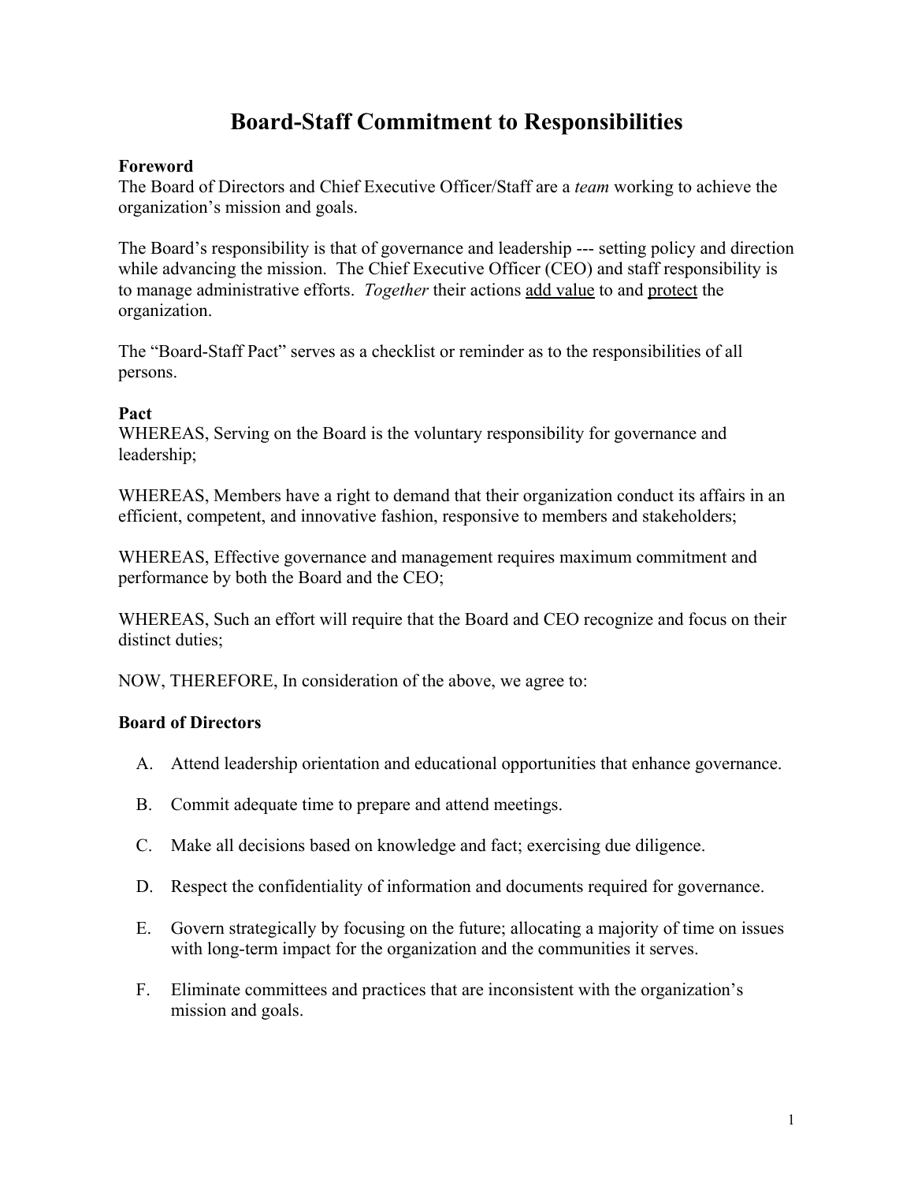# Board-Staff Commitment to Responsibilities

**Foreword**

The Board of Directors and Chief Executive Officer/Staff are a *team* working to achieve the organization's mission and goals.

The Board's responsibility is that of governance and leadership --- setting policy and direction while advancing the mission. The Chief Executive Officer (CEO) and staff responsibility is to manage administrative efforts. *Together* their actions <u>add value</u> to and <u>protect</u> the organization.

The "Board-Staff Pact" serves as a checklist or reminder as to the responsibilities of all persons.

**Pact**

WHEREAS, Serving on the Board is the voluntary responsibility for governance and leadership;

WHEREAS, Members have a right to demand that their organization conduct its affairs in an efficient, competent, and innovative fashion, responsive to members and stakeholders;

WHEREAS, Effective governance and management requires maximum commitment and performance by both the Board and the CEO;

WHEREAS, Such an effort will require that the Board and CEO recognize and focus on their distinct duties;

NOW, THEREFORE, In consideration of the above, we agree to:

**Board of Directors**

A. Attend leadership orientation and educational opportunities that enhance governance.

B. Commit adequate time to prepare and attend meetings.

C. Make all decisions based on knowledge and fact; exercising due diligence.

D. Respect the confidentiality of information and documents required for governance.

E. Govern strategically by focusing on the future; allocating a majority of time on issues with long-term impact for the organization and the communities it serves.

F. Eliminate committees and practices that are inconsistent with the organization's mission and goals.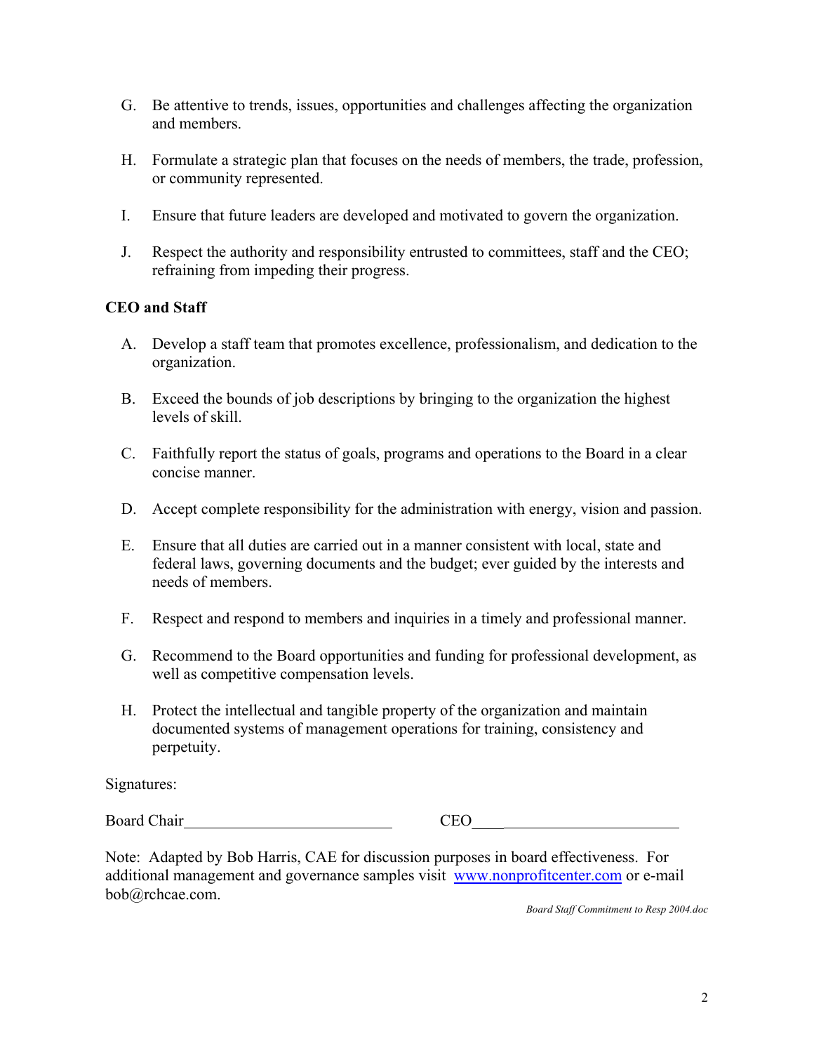G. Be attentive to trends, issues, opportunities and challenges affecting the organization and members.

H. Formulate a strategic plan that focuses on the needs of members, the trade, profession, or community represented.

I. Ensure that future leaders are developed and motivated to govern the organization.

J. Respect the authority and responsibility entrusted to committees, staff and the CEO; refraining from impeding their progress.

**CEO and Staff**

A. Develop a staff team that promotes excellence, professionalism, and dedication to the organization.

B. Exceed the bounds of job descriptions by bringing to the organization the highest levels of skill.

C. Faithfully report the status of goals, programs and operations to the Board in a clear concise manner.

D. Accept complete responsibility for the administration with energy, vision and passion.

E. Ensure that all duties are carried out in a manner consistent with local, state and federal laws, governing documents and the budget; ever guided by the interests and needs of members.

F. Respect and respond to members and inquiries in a timely and professional manner.

G. Recommend to the Board opportunities and funding for professional development, as well as competitive compensation levels.

H. Protect the intellectual and tangible property of the organization and maintain documented systems of management operations for training, consistency and perpetuity.

Signatures:

Board Chair___________________________ CEO____________________________

Note: Adapted by Bob Harris, CAE for discussion purposes in board effectiveness. For additional management and governance samples visit [www.nonprofitcenter.com](http://www.nonprofitcenter.com) or e-mail bob@rchcae.com.

*Board Staff Commitment to Resp 2004.doc*